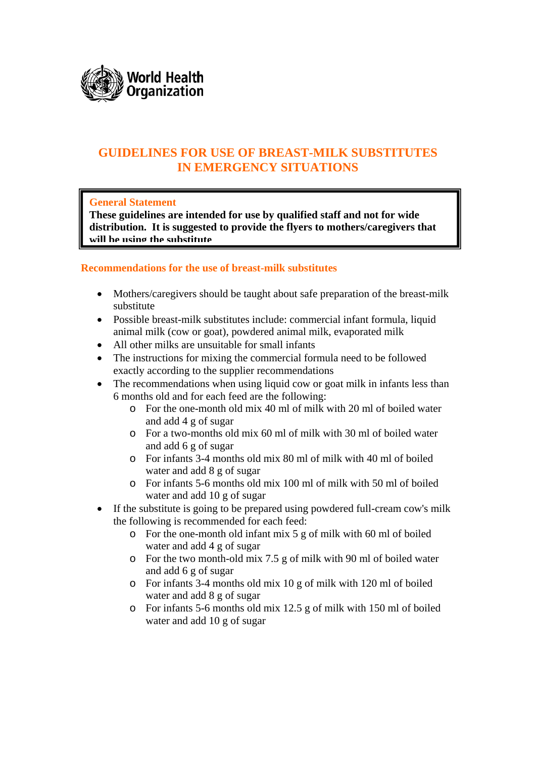World Health Organization

# GUIDELINES FOR USE OF BREAST-MILK SUBSTITUTES IN EMERGENCY SITUATIONS

**General Statement**

**These guidelines are intended for use by qualified staff and not for wide distribution. It is suggested to provide the flyers to mothers/caregivers that will be using the substitute**

## Recommendations for the use of breast-milk substitutes

- Mothers/caregivers should be taught about safe preparation of the breast-milk substitute
- Possible breast-milk substitutes include: commercial infant formula, liquid animal milk (cow or goat), powdered animal milk, evaporated milk
- All other milks are unsuitable for small infants
- The instructions for mixing the commercial formula need to be followed exactly according to the supplier recommendations
- The recommendations when using liquid cow or goat milk in infants less than 6 months old and for each feed are the following:
    - For the one-month old mix 40 ml of milk with 20 ml of boiled water and add 4 g of sugar
    - For a two-months old mix 60 ml of milk with 30 ml of boiled water and add 6 g of sugar
    - For infants 3-4 months old mix 80 ml of milk with 40 ml of boiled water and add 8 g of sugar
    - For infants 5-6 months old mix 100 ml of milk with 50 ml of boiled water and add 10 g of sugar
- If the substitute is going to be prepared using powdered full-cream cow's milk the following is recommended for each feed:
    - For the one-month old infant mix 5 g of milk with 60 ml of boiled water and add 4 g of sugar
    - For the two month-old mix 7.5 g of milk with 90 ml of boiled water and add 6 g of sugar
    - For infants 3-4 months old mix 10 g of milk with 120 ml of boiled water and add 8 g of sugar
    - For infants 5-6 months old mix 12.5 g of milk with 150 ml of boiled water and add 10 g of sugar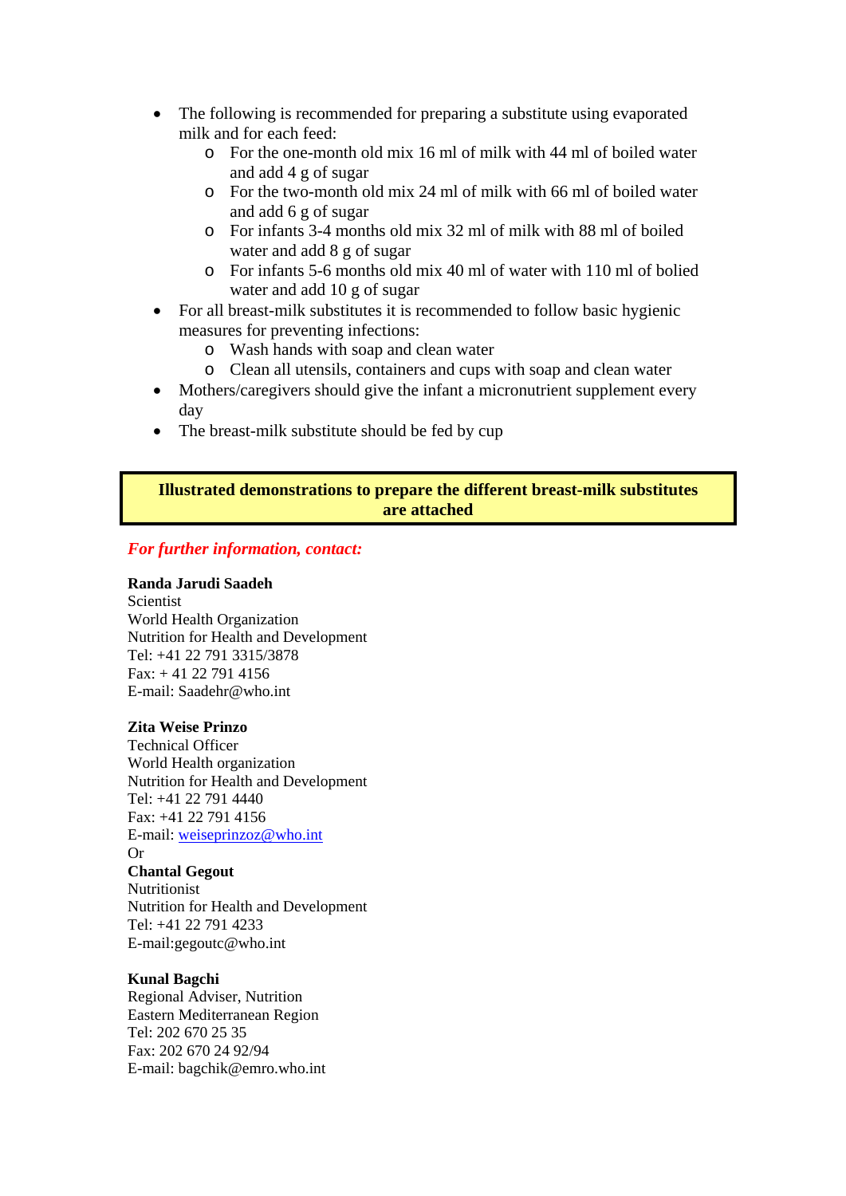- The following is recommended for preparing a substitute using evaporated milk and for each feed:
  - For the one-month old mix 16 ml of milk with 44 ml of boiled water and add 4 g of sugar
  - For the two-month old mix 24 ml of milk with 66 ml of boiled water and add 6 g of sugar
  - For infants 3-4 months old mix 32 ml of milk with 88 ml of boiled water and add 8 g of sugar
  - For infants 5-6 months old mix 40 ml of water with 110 ml of bolied water and add 10 g of sugar
- For all breast-milk substitutes it is recommended to follow basic hygienic measures for preventing infections:
  - Wash hands with soap and clean water
  - Clean all utensils, containers and cups with soap and clean water
- Mothers/caregivers should give the infant a micronutrient supplement every day
- The breast-milk substitute should be fed by cup

**Illustrated demonstrations to prepare the different breast-milk substitutes are attached**

***For further information, contact:***

**Randa Jarudi Saadeh**
Scientist
World Health Organization
Nutrition for Health and Development
Tel: +41 22 791 3315/3878
Fax: + 41 22 791 4156
E-mail: Saadehr@who.int

**Zita Weise Prinzo**
Technical Officer
World Health organization
Nutrition for Health and Development
Tel: +41 22 791 4440
Fax: +41 22 791 4156
E-mail: weiseprinzoz@who.int
Or
**Chantal Gegout**
Nutritionist
Nutrition for Health and Development
Tel: +41 22 791 4233
E-mail:gegoutc@who.int

**Kunal Bagchi**
Regional Adviser, Nutrition
Eastern Mediterranean Region
Tel: 202 670 25 35
Fax: 202 670 24 92/94
E-mail: bagchik@emro.who.int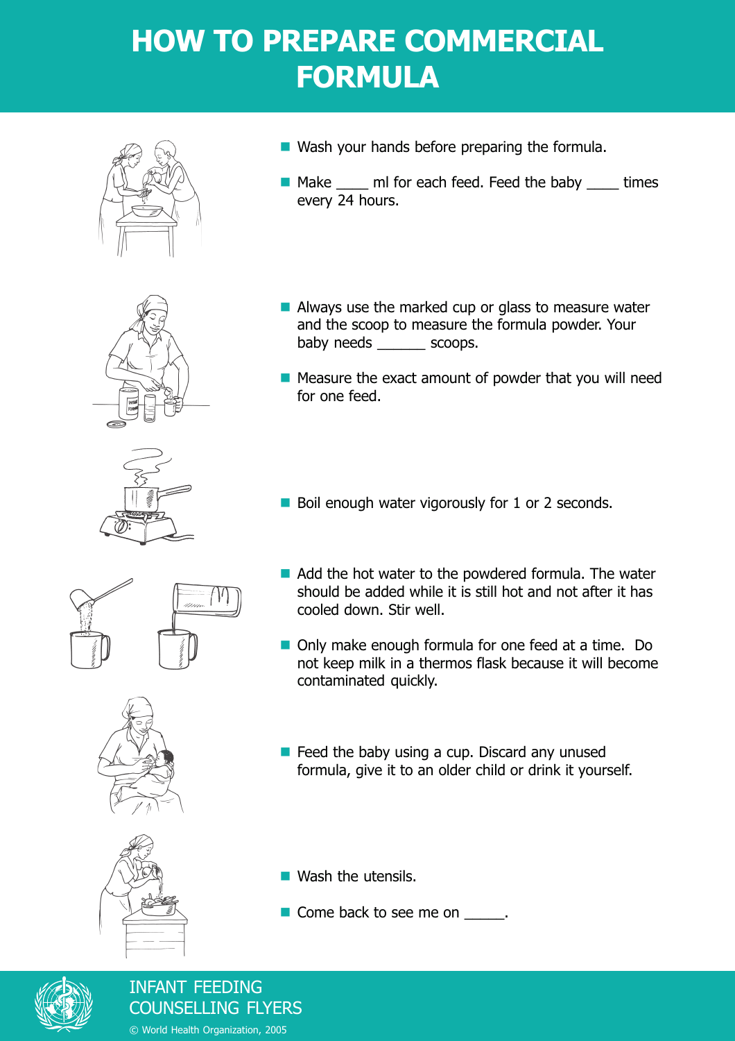# HOW TO PREPARE COMMERCIAL FORMULA

- Wash your hands before preparing the formula.
- Make ____ ml for each feed. Feed the baby ____ times every 24 hours.
- Always use the marked cup or glass to measure water and the scoop to measure the formula powder. Your baby needs ______ scoops.
- Measure the exact amount of powder that you will need for one feed.
- Boil enough water vigorously for 1 or 2 seconds.
- Add the hot water to the powdered formula. The water should be added while it is still hot and not after it has cooled down. Stir well.
- Only make enough formula for one feed at a time. Do not keep milk in a thermos flask because it will become contaminated quickly.
- Feed the baby using a cup. Discard any unused formula, give it to an older child or drink it yourself.
- Wash the utensils.
- Come back to see me on _____.

INFANT FEEDING COUNSELLING FLYERS

© World Health Organization, 2005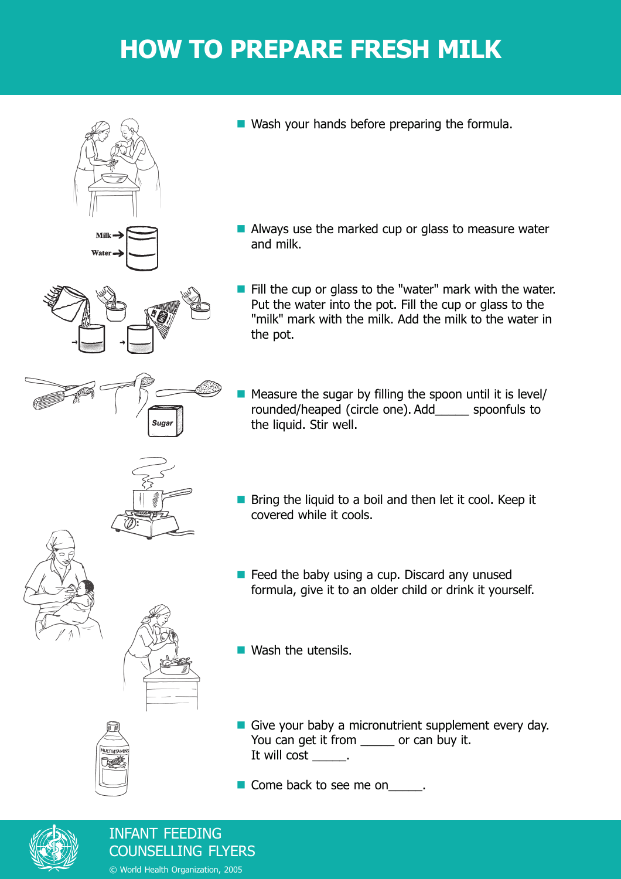# HOW TO PREPARE FRESH MILK

- Wash your hands before preparing the formula.

- Always use the marked cup or glass to measure water and milk.

- Fill the cup or glass to the "water" mark with the water. Put the water into the pot. Fill the cup or glass to the "milk" mark with the milk. Add the milk to the water in the pot.

- Measure the sugar by filling the spoon until it is level/ rounded/heaped (circle one). Add_____ spoonfuls to the liquid. Stir well.

- Bring the liquid to a boil and then let it cool. Keep it covered while it cools.

- Feed the baby using a cup. Discard any unused formula, give it to an older child or drink it yourself.

- Wash the utensils.

- Give your baby a micronutrient supplement every day. You can get it from _____ or can buy it. It will cost _____.

- Come back to see me on_____.

INFANT FEEDING COUNSELLING FLYERS

© World Health Organization, 2005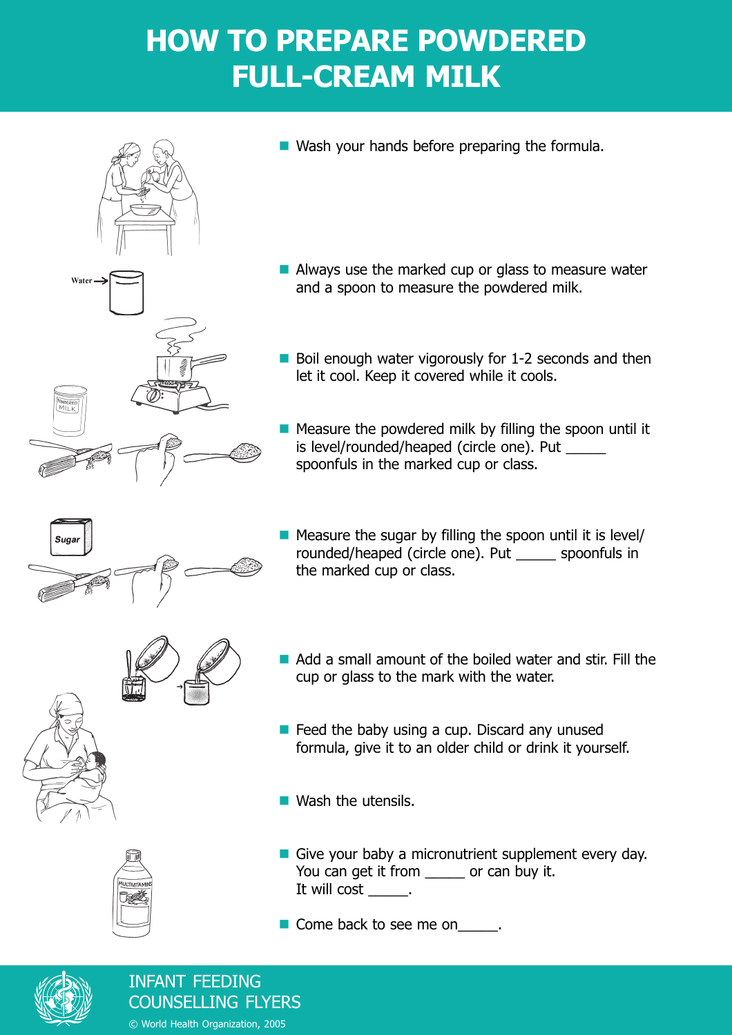# HOW TO PREPARE POWDERED FULL-CREAM MILK

- Wash your hands before preparing the formula.
- Always use the marked cup or glass to measure water and a spoon to measure the powdered milk.
- Boil enough water vigorously for 1-2 seconds and then let it cool. Keep it covered while it cools.
- Measure the powdered milk by filling the spoon until it is level/rounded/heaped (circle one). Put _____ spoonfuls in the marked cup or class.
- Measure the sugar by filling the spoon until it is level/ rounded/heaped (circle one). Put _____ spoonfuls in the marked cup or class.
- Add a small amount of the boiled water and stir. Fill the cup or glass to the mark with the water.
- Feed the baby using a cup. Discard any unused formula, give it to an older child or drink it yourself.
- Wash the utensils.
- Give your baby a micronutrient supplement every day. You can get it from _____ or can buy it. It will cost _____.
- Come back to see me on_____.

INFANT FEEDING COUNSELLING FLYERS

© World Health Organization, 2005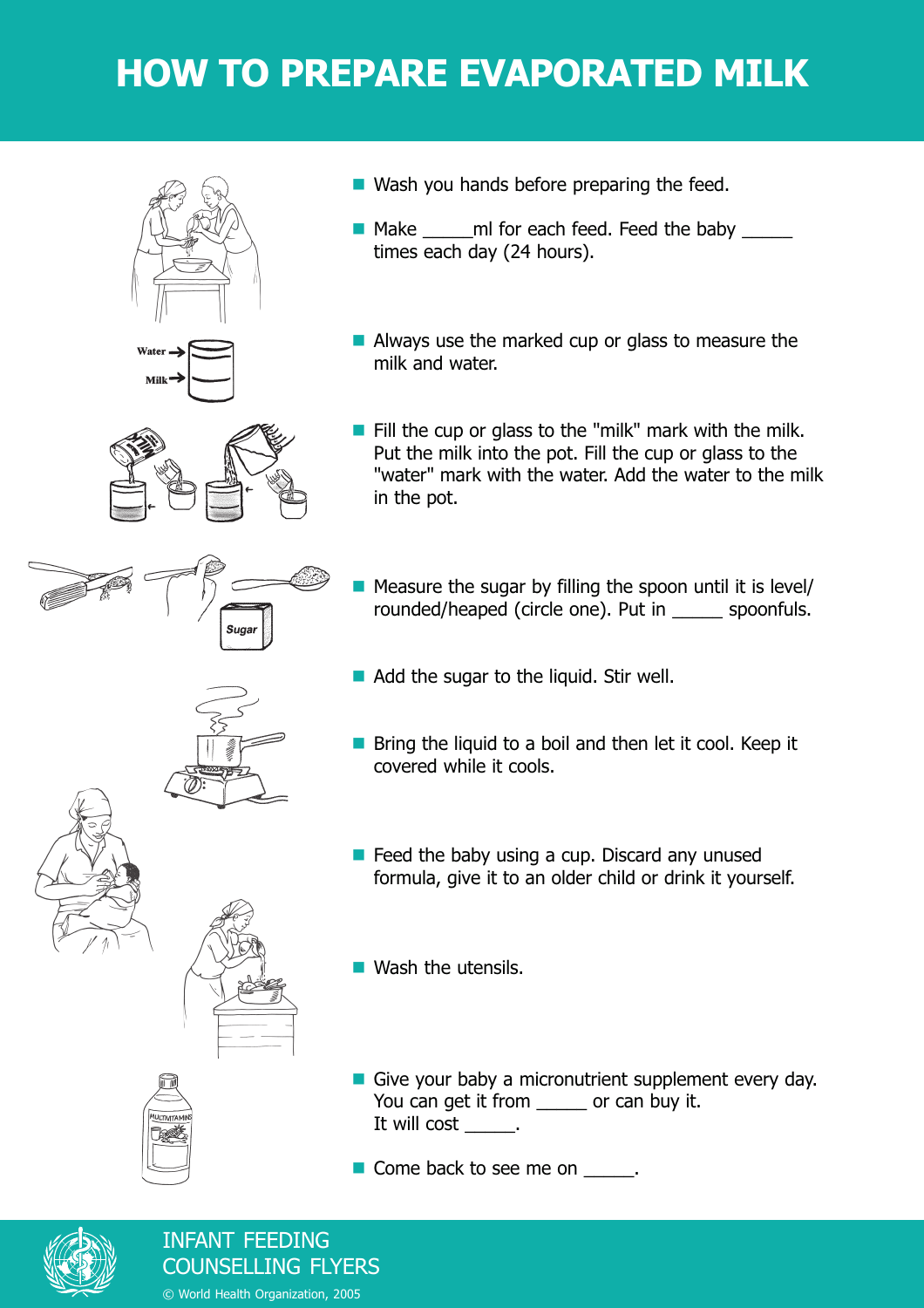# HOW TO PREPARE EVAPORATED MILK

- Wash you hands before preparing the feed.
- Make _____ml for each feed. Feed the baby _____ times each day (24 hours).
- Always use the marked cup or glass to measure the milk and water.
- Fill the cup or glass to the "milk" mark with the milk. Put the milk into the pot. Fill the cup or glass to the "water" mark with the water. Add the water to the milk in the pot.
- Measure the sugar by filling the spoon until it is level/ rounded/heaped (circle one). Put in _____ spoonfuls.
- Add the sugar to the liquid. Stir well.
- Bring the liquid to a boil and then let it cool. Keep it covered while it cools.
- Feed the baby using a cup. Discard any unused formula, give it to an older child or drink it yourself.
- Wash the utensils.
- Give your baby a micronutrient supplement every day. You can get it from _____ or can buy it. It will cost _____.
- Come back to see me on _____.

INFANT FEEDING COUNSELLING FLYERS

© World Health Organization, 2005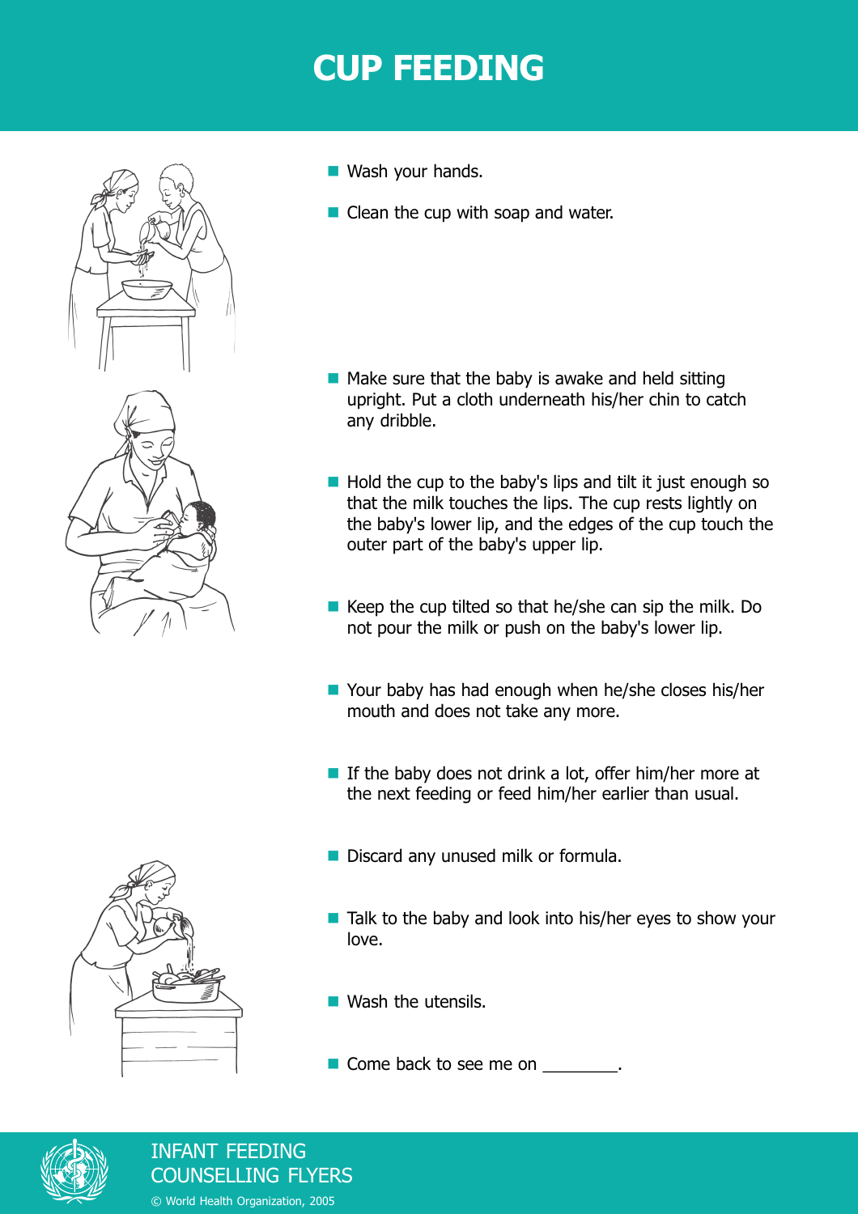# CUP FEEDING

- Wash your hands.
- Clean the cup with soap and water.
- Make sure that the baby is awake and held sitting upright. Put a cloth underneath his/her chin to catch any dribble.
- Hold the cup to the baby's lips and tilt it just enough so that the milk touches the lips. The cup rests lightly on the baby's lower lip, and the edges of the cup touch the outer part of the baby's upper lip.
- Keep the cup tilted so that he/she can sip the milk. Do not pour the milk or push on the baby's lower lip.
- Your baby has had enough when he/she closes his/her mouth and does not take any more.
- If the baby does not drink a lot, offer him/her more at the next feeding or feed him/her earlier than usual.
- Discard any unused milk or formula.
- Talk to the baby and look into his/her eyes to show your love.
- Wash the utensils.
- Come back to see me on ________.

INFANT FEEDING COUNSELLING FLYERS

© World Health Organization, 2005